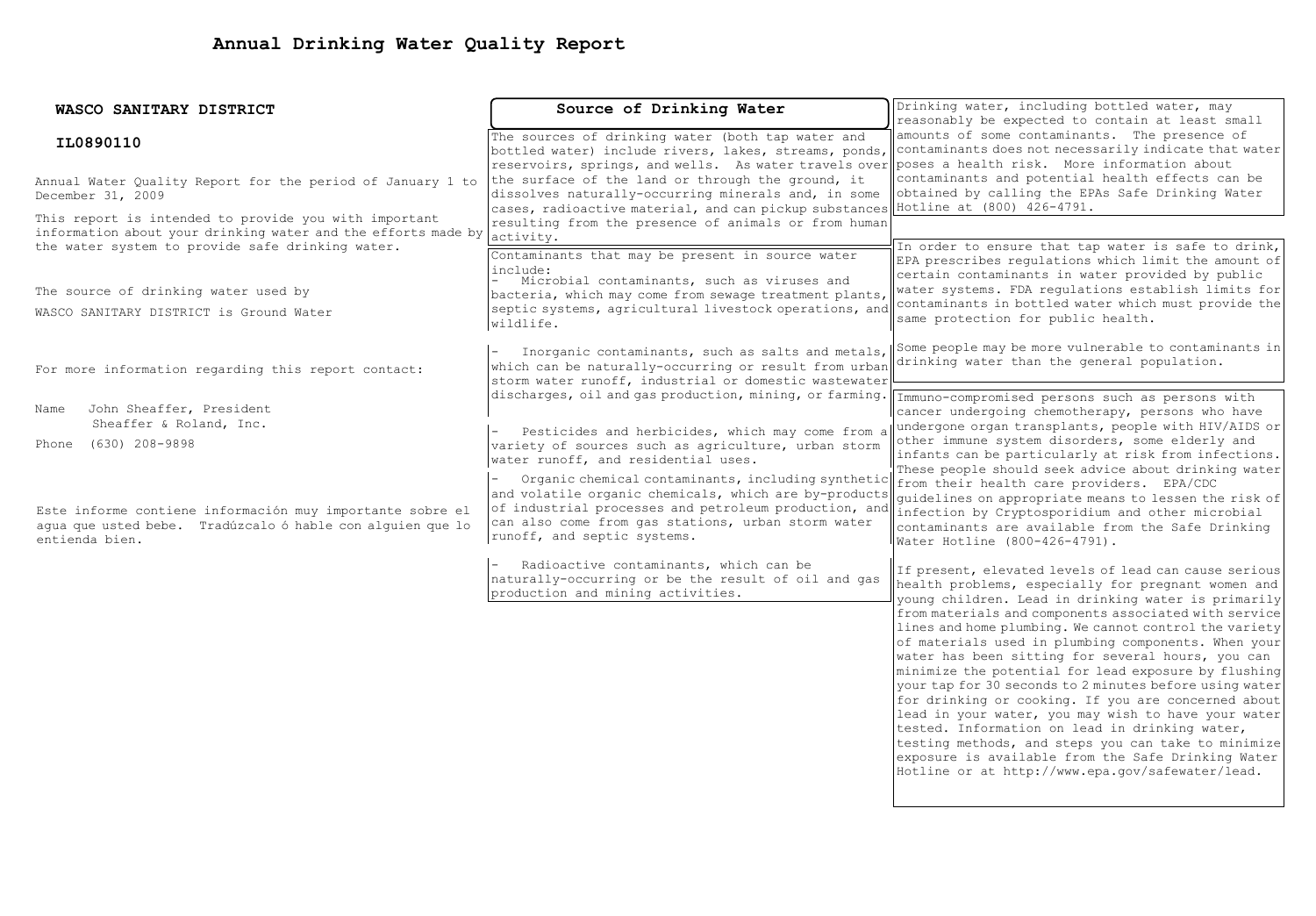# Annual Drinking Water Quality Report

**WASCO SANITARY DISTRICT**

**IL0890110**

Annual Water Quality Report for the period of January 1 to December 31, 2009

This report is intended to provide you with important information about your drinking water and the efforts made by the water system to provide safe drinking water.

The source of drinking water used by

WASCO SANITARY DISTRICT is Ground Water

For more information regarding this report contact:

Name John Sheaffer, President
Sheaffer & Roland, Inc.

Phone (630) 208-9898

Este informe contiene información muy importante sobre el agua que usted bebe. Tradúzcalo ó hable con alguien que lo entienda bien.

## Source of Drinking Water

The sources of drinking water (both tap water and bottled water) include rivers, lakes, streams, ponds, reservoirs, springs, and wells. As water travels over the surface of the land or through the ground, it dissolves naturally-occurring minerals and, in some cases, radioactive material, and can pickup substances resulting from the presence of animals or from human activity.

Contaminants that may be present in source water include:

- Microbial contaminants, such as viruses and bacteria, which may come from sewage treatment plants, septic systems, agricultural livestock operations, and wildlife.

- Inorganic contaminants, such as salts and metals, which can be naturally-occurring or result from urban storm water runoff, industrial or domestic wastewater discharges, oil and gas production, mining, or farming.

- Pesticides and herbicides, which may come from a variety of sources such as agriculture, urban storm water runoff, and residential uses.

- Organic chemical contaminants, including synthetic and volatile organic chemicals, which are by-products of industrial processes and petroleum production, and can also come from gas stations, urban storm water runoff, and septic systems.

- Radioactive contaminants, which can be naturally-occurring or be the result of oil and gas production and mining activities.

Drinking water, including bottled water, may reasonably be expected to contain at least small amounts of some contaminants. The presence of contaminants does not necessarily indicate that water poses a health risk. More information about contaminants and potential health effects can be obtained by calling the EPAs Safe Drinking Water Hotline at (800) 426-4791.

In order to ensure that tap water is safe to drink, EPA prescribes regulations which limit the amount of certain contaminants in water provided by public water systems. FDA regulations establish limits for contaminants in bottled water which must provide the same protection for public health.

Some people may be more vulnerable to contaminants in drinking water than the general population.

Immuno-compromised persons such as persons with cancer undergoing chemotherapy, persons who have undergone organ transplants, people with HIV/AIDS or other immune system disorders, some elderly and infants can be particularly at risk from infections. These people should seek advice about drinking water from their health care providers. EPA/CDC guidelines on appropriate means to lessen the risk of infection by Cryptosporidium and other microbial contaminants are available from the Safe Drinking Water Hotline (800-426-4791).

If present, elevated levels of lead can cause serious health problems, especially for pregnant women and young children. Lead in drinking water is primarily from materials and components associated with service lines and home plumbing. We cannot control the variety of materials used in plumbing components. When your water has been sitting for several hours, you can minimize the potential for lead exposure by flushing your tap for 30 seconds to 2 minutes before using water for drinking or cooking. If you are concerned about lead in your water, you may wish to have your water tested. Information on lead in drinking water, testing methods, and steps you can take to minimize exposure is available from the Safe Drinking Water Hotline or at http://www.epa.gov/safewater/lead.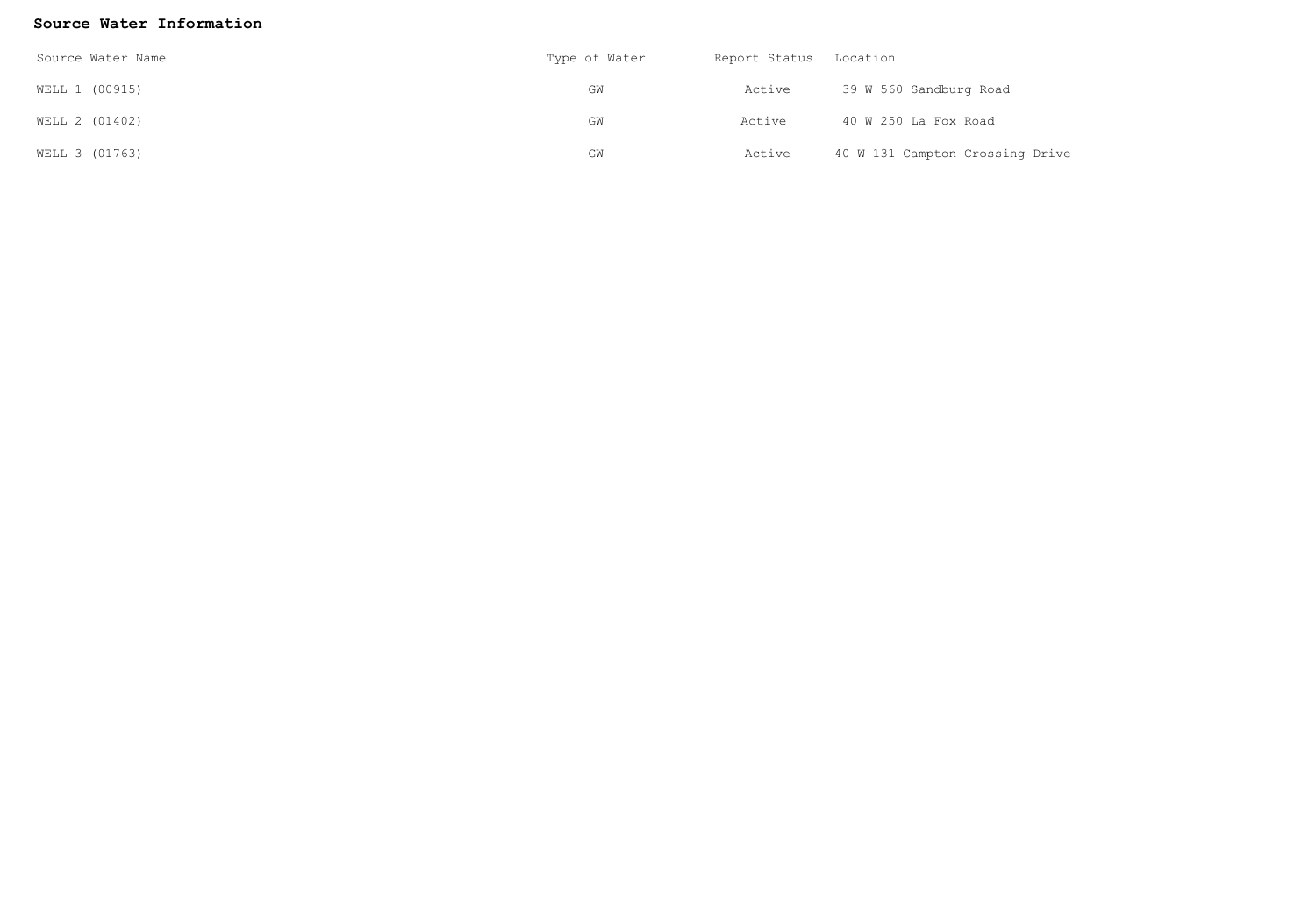## Source Water Information

| Source Water Name | Type of Water | Report Status | Location |
|---|---|---|---|
| WELL 1 (00915) | GW | Active | 39 W 560 Sandburg Road |
| WELL 2 (01402) | GW | Active | 40 W 250 La Fox Road |
| WELL 3 (01763) | GW | Active | 40 W 131 Campton Crossing Drive |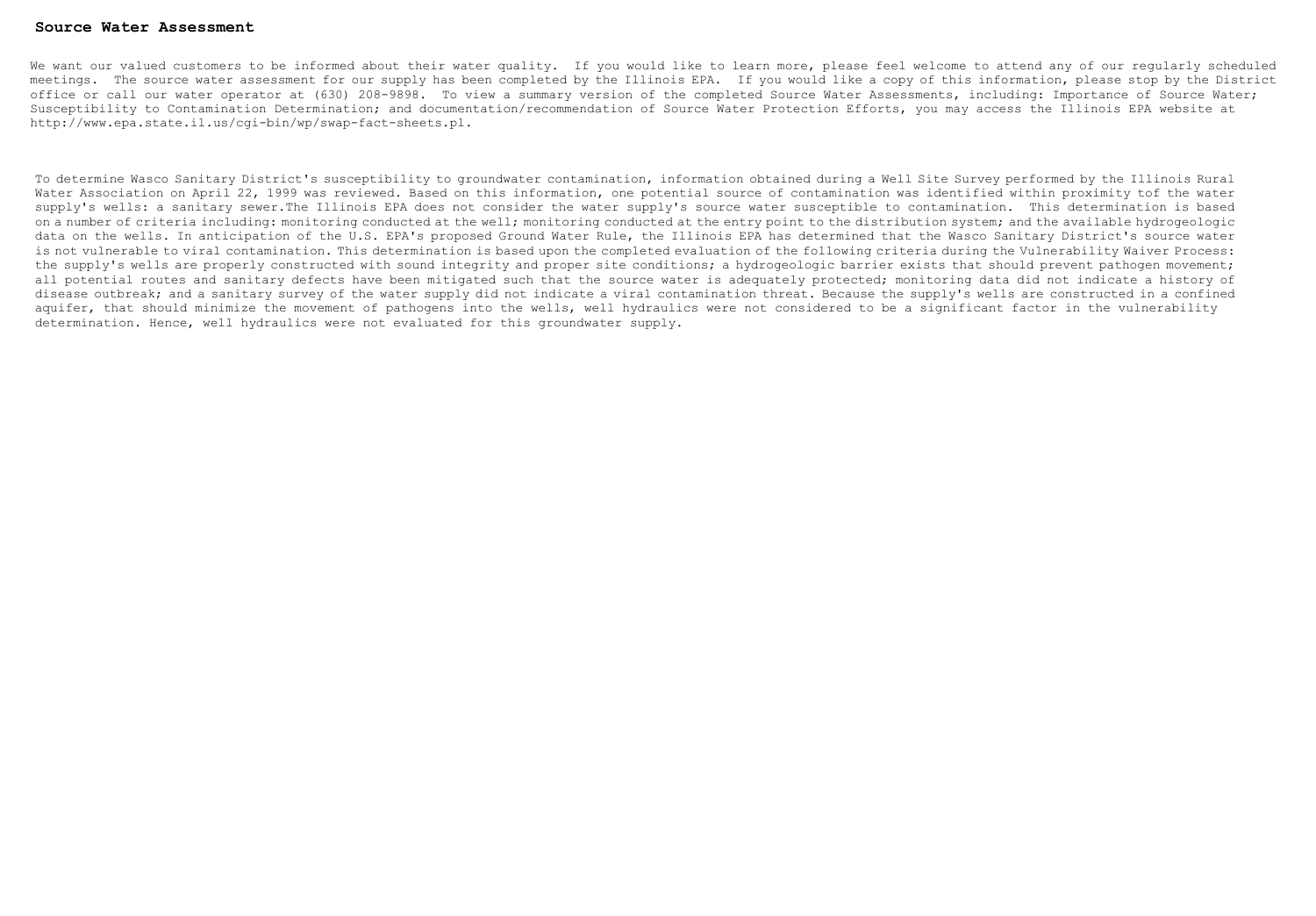## Source Water Assessment

We want our valued customers to be informed about their water quality. If you would like to learn more, please feel welcome to attend any of our regularly scheduled meetings. The source water assessment for our supply has been completed by the Illinois EPA. If you would like a copy of this information, please stop by the District office or call our water operator at (630) 208-9898. To view a summary version of the completed Source Water Assessments, including: Importance of Source Water; Susceptibility to Contamination Determination; and documentation/recommendation of Source Water Protection Efforts, you may access the Illinois EPA website at http://www.epa.state.il.us/cgi-bin/wp/swap-fact-sheets.pl.

To determine Wasco Sanitary District's susceptibility to groundwater contamination, information obtained during a Well Site Survey performed by the Illinois Rural Water Association on April 22, 1999 was reviewed. Based on this information, one potential source of contamination was identified within proximity tof the water supply's wells: a sanitary sewer.The Illinois EPA does not consider the water supply's source water susceptible to contamination. This determination is based on a number of criteria including: monitoring conducted at the well; monitoring conducted at the entry point to the distribution system; and the available hydrogeologic data on the wells. In anticipation of the U.S. EPA's proposed Ground Water Rule, the Illinois EPA has determined that the Wasco Sanitary District's source water is not vulnerable to viral contamination. This determination is based upon the completed evaluation of the following criteria during the Vulnerability Waiver Process: the supply's wells are properly constructed with sound integrity and proper site conditions; a hydrogeologic barrier exists that should prevent pathogen movement; all potential routes and sanitary defects have been mitigated such that the source water is adequately protected; monitoring data did not indicate a history of disease outbreak; and a sanitary survey of the water supply did not indicate a viral contamination threat. Because the supply's wells are constructed in a confined aquifer, that should minimize the movement of pathogens into the wells, well hydraulics were not considered to be a significant factor in the vulnerability determination. Hence, well hydraulics were not evaluated for this groundwater supply.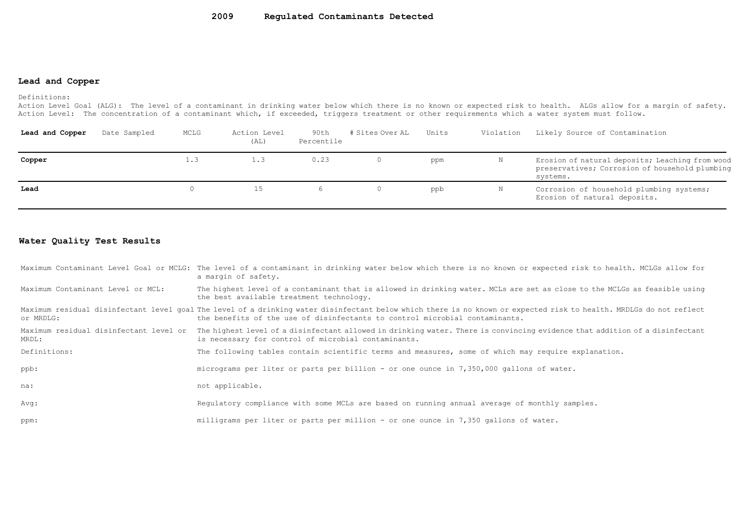# 2009 Regulated Contaminants Detected

## Lead and Copper

Definitions:
Action Level Goal (ALG): The level of a contaminant in drinking water below which there is no known or expected risk to health. ALGs allow for a margin of safety.
Action Level: The concentration of a contaminant which, if exceeded, triggers treatment or other requirements which a water system must follow.

| Lead and Copper | Date Sampled | MCLG | Action Level (AL) | 90th Percentile | # Sites Over AL | Units | Violation | Likely Source of Contamination |
|---|---|---|---|---|---|---|---|---|
| **Copper** | | 1.3 | 1.3 | 0.23 | 0 | ppm | N | Erosion of natural deposits; Leaching from wood preservatives; Corrosion of household plumbing systems. |
| **Lead** | | 0 | 15 | 6 | 0 | ppb | N | Corrosion of household plumbing systems; Erosion of natural deposits. |

## Water Quality Test Results

| | |
|---|---|
| Maximum Contaminant Level Goal or MCLG: | The level of a contaminant in drinking water below which there is no known or expected risk to health. MCLGs allow for a margin of safety. |
| Maximum Contaminant Level or MCL: | The highest level of a contaminant that is allowed in drinking water. MCLs are set as close to the MCLGs as feasible using the best available treatment technology. |
| Maximum residual disinfectant level goal or MRDLG: | The level of a drinking water disinfectant below which there is no known or expected risk to health. MRDLGs do not reflect the benefits of the use of disinfectants to control microbial contaminants. |
| Maximum residual disinfectant level or MRDL: | The highest level of a disinfectant allowed in drinking water. There is convincing evidence that addition of a disinfectant is necessary for control of microbial contaminants. |
| Definitions: | The following tables contain scientific terms and measures, some of which may require explanation. |
| ppb: | micrograms per liter or parts per billion - or one ounce in 7,350,000 gallons of water. |
| na: | not applicable. |
| Avg: | Regulatory compliance with some MCLs are based on running annual average of monthly samples. |
| ppm: | milligrams per liter or parts per million - or one ounce in 7,350 gallons of water. |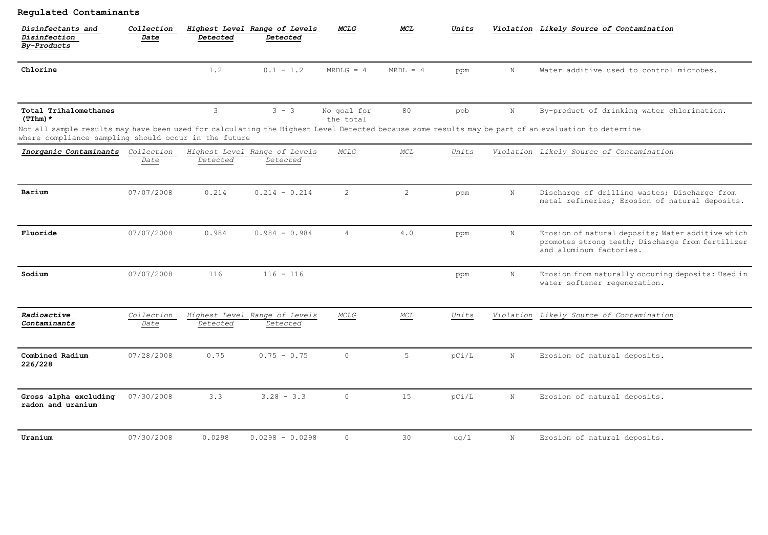## Regulated Contaminants

| *Disinfectants and Disinfection By-Products* | *Collection Date* | *Highest Level Detected* | *Range of Levels Detected* | *MCLG* | *MCL* | *Units* | *Violation* | *Likely Source of Contamination* |
|---|---|---|---|---|---|---|---|---|
| **Chlorine** | | 1.2 | 0.1 - 1.2 | MRDLG = 4 | MRDL = 4 | ppm | N | Water additive used to control microbes. |
| **Total Trihalomethanes (TThm)*** | | 3 | 3 - 3 | No goal for the total | 80 | ppb | N | By-product of drinking water chlorination. |

Not all sample results may have been used for calculating the Highest Level Detected because some results may be part of an evaluation to determine where compliance sampling should occur in the future

| *Inorganic Contaminants* | *Collection Date* | *Highest Level Detected* | *Range of Levels Detected* | *MCLG* | *MCL* | *Units* | *Violation* | *Likely Source of Contamination* |
|---|---|---|---|---|---|---|---|---|
| **Barium** | 07/07/2008 | 0.214 | 0.214 - 0.214 | 2 | 2 | ppm | N | Discharge of drilling wastes; Discharge from metal refineries; Erosion of natural deposits. |
| **Fluoride** | 07/07/2008 | 0.984 | 0.984 - 0.984 | 4 | 4.0 | ppm | N | Erosion of natural deposits; Water additive which promotes strong teeth; Discharge from fertilizer and aluminum factories. |
| **Sodium** | 07/07/2008 | 116 | 116 - 116 | | | ppm | N | Erosion from naturally occuring deposits: Used in water softener regeneration. |

| *Radioactive Contaminants* | *Collection Date* | *Highest Level Detected* | *Range of Levels Detected* | *MCLG* | *MCL* | *Units* | *Violation* | *Likely Source of Contamination* |
|---|---|---|---|---|---|---|---|---|
| **Combined Radium 226/228** | 07/28/2008 | 0.75 | 0.75 - 0.75 | 0 | 5 | pCi/L | N | Erosion of natural deposits. |
| **Gross alpha excluding radon and uranium** | 07/30/2008 | 3.3 | 3.28 - 3.3 | 0 | 15 | pCi/L | N | Erosion of natural deposits. |
| **Uranium** | 07/30/2008 | 0.0298 | 0.0298 - 0.0298 | 0 | 30 | ug/l | N | Erosion of natural deposits. |